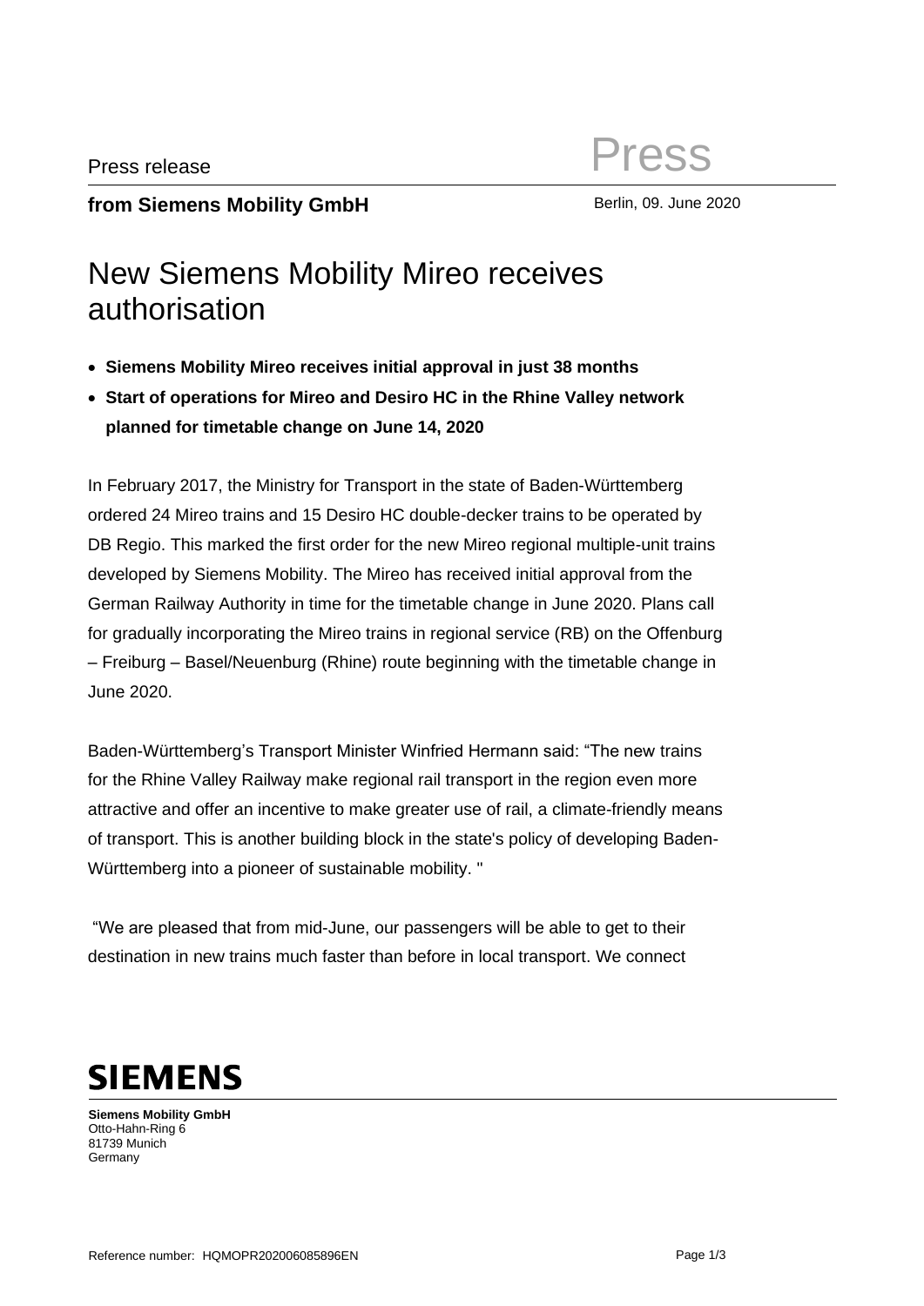Press release

**from Siemens Mobility GmbH**

Press

Berlin, 09. June 2020

# New Siemens Mobility Mireo receives authorisation

- **Siemens Mobility Mireo receives initial approval in just 38 months**
- **Start of operations for Mireo and Desiro HC in the Rhine Valley network planned for timetable change on June 14, 2020**

In February 2017, the Ministry for Transport in the state of Baden-Württemberg ordered 24 Mireo trains and 15 Desiro HC double-decker trains to be operated by DB Regio. This marked the first order for the new Mireo regional multiple-unit trains developed by Siemens Mobility. The Mireo has received initial approval from the German Railway Authority in time for the timetable change in June 2020. Plans call for gradually incorporating the Mireo trains in regional service (RB) on the Offenburg – Freiburg – Basel/Neuenburg (Rhine) route beginning with the timetable change in June 2020.

Baden-Württemberg's Transport Minister Winfried Hermann said: "The new trains for the Rhine Valley Railway make regional rail transport in the region even more attractive and offer an incentive to make greater use of rail, a climate-friendly means of transport. This is another building block in the state's policy of developing Baden-Württemberg into a pioneer of sustainable mobility. "

"We are pleased that from mid-June, our passengers will be able to get to their destination in new trains much faster than before in local transport. We connect

**SIEMENS**

**Siemens Mobility GmbH**
Otto-Hahn-Ring 6
81739 Munich
Germany

Reference number: HQMOPR202006085896EN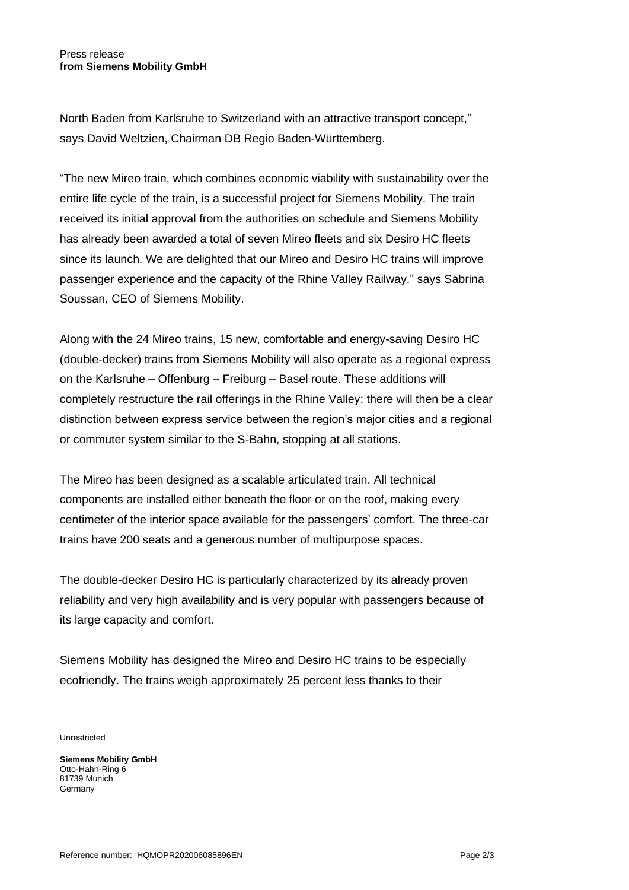North Baden from Karlsruhe to Switzerland with an attractive transport concept," says David Weltzien, Chairman DB Regio Baden-Württemberg.

"The new Mireo train, which combines economic viability with sustainability over the entire life cycle of the train, is a successful project for Siemens Mobility. The train received its initial approval from the authorities on schedule and Siemens Mobility has already been awarded a total of seven Mireo fleets and six Desiro HC fleets since its launch. We are delighted that our Mireo and Desiro HC trains will improve passenger experience and the capacity of the Rhine Valley Railway." says Sabrina Soussan, CEO of Siemens Mobility.

Along with the 24 Mireo trains, 15 new, comfortable and energy-saving Desiro HC (double-decker) trains from Siemens Mobility will also operate as a regional express on the Karlsruhe – Offenburg – Freiburg – Basel route. These additions will completely restructure the rail offerings in the Rhine Valley: there will then be a clear distinction between express service between the region's major cities and a regional or commuter system similar to the S-Bahn, stopping at all stations.

The Mireo has been designed as a scalable articulated train. All technical components are installed either beneath the floor or on the roof, making every centimeter of the interior space available for the passengers' comfort. The three-car trains have 200 seats and a generous number of multipurpose spaces.

The double-decker Desiro HC is particularly characterized by its already proven reliability and very high availability and is very popular with passengers because of its large capacity and comfort.

Siemens Mobility has designed the Mireo and Desiro HC trains to be especially ecofriendly. The trains weigh approximately 25 percent less thanks to their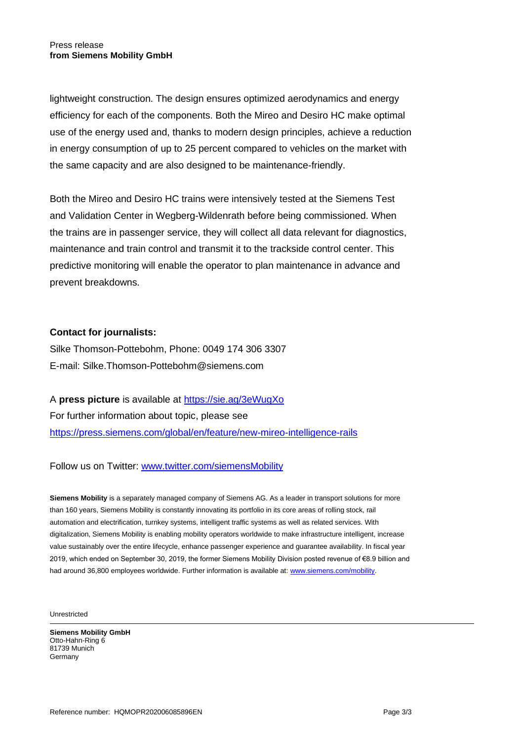lightweight construction. The design ensures optimized aerodynamics and energy efficiency for each of the components. Both the Mireo and Desiro HC make optimal use of the energy used and, thanks to modern design principles, achieve a reduction in energy consumption of up to 25 percent compared to vehicles on the market with the same capacity and are also designed to be maintenance-friendly.

Both the Mireo and Desiro HC trains were intensively tested at the Siemens Test and Validation Center in Wegberg-Wildenrath before being commissioned. When the trains are in passenger service, they will collect all data relevant for diagnostics, maintenance and train control and transmit it to the trackside control center. This predictive monitoring will enable the operator to plan maintenance in advance and prevent breakdowns.

**Contact for journalists:**
Silke Thomson-Pottebohm, Phone: 0049 174 306 3307
E-mail: Silke.Thomson-Pottebohm@siemens.com

A **press picture** is available at https://sie.ag/3eWugXo
For further information about topic, please see
https://press.siemens.com/global/en/feature/new-mireo-intelligence-rails

Follow us on Twitter: www.twitter.com/siemensMobility

**Siemens Mobility** is a separately managed company of Siemens AG. As a leader in transport solutions for more than 160 years, Siemens Mobility is constantly innovating its portfolio in its core areas of rolling stock, rail automation and electrification, turnkey systems, intelligent traffic systems as well as related services. With digitalization, Siemens Mobility is enabling mobility operators worldwide to make infrastructure intelligent, increase value sustainably over the entire lifecycle, enhance passenger experience and guarantee availability. In fiscal year 2019, which ended on September 30, 2019, the former Siemens Mobility Division posted revenue of €8.9 billion and had around 36,800 employees worldwide. Further information is available at: www.siemens.com/mobility.

Unrestricted

**Siemens Mobility GmbH**
Otto-Hahn-Ring 6
81739 Munich
Germany

Reference number: HQMOPR202006085896EN